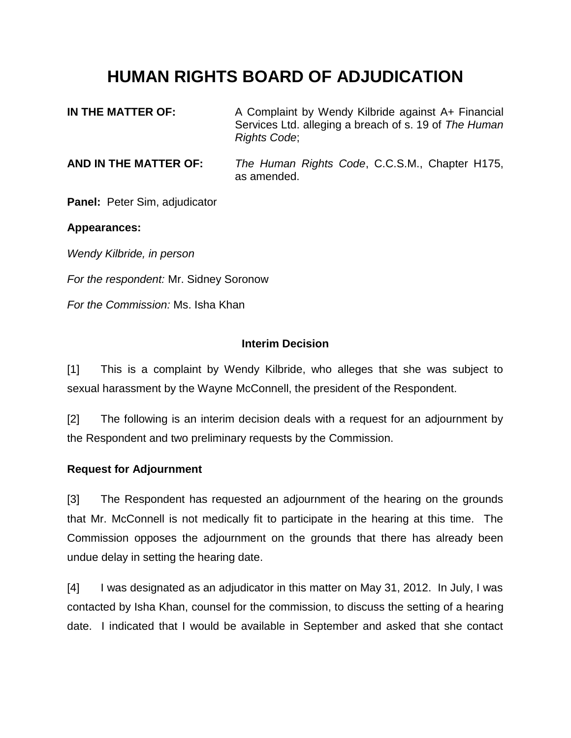# HUMAN RIGHTS BOARD OF ADJUDICATION

**IN THE MATTER OF:** A Complaint by Wendy Kilbride against A+ Financial Services Ltd. alleging a breach of s. 19 of *The Human Rights Code*;

**AND IN THE MATTER OF:** *The Human Rights Code*, C.C.S.M., Chapter H175, as amended.

**Panel:** Peter Sim, adjudicator

**Appearances:**

*Wendy Kilbride, in person*

*For the respondent:* Mr. Sidney Soronow

*For the Commission:* Ms. Isha Khan

**Interim Decision**

[1] This is a complaint by Wendy Kilbride, who alleges that she was subject to sexual harassment by the Wayne McConnell, the president of the Respondent.

[2] The following is an interim decision deals with a request for an adjournment by the Respondent and two preliminary requests by the Commission.

**Request for Adjournment**

[3] The Respondent has requested an adjournment of the hearing on the grounds that Mr. McConnell is not medically fit to participate in the hearing at this time. The Commission opposes the adjournment on the grounds that there has already been undue delay in setting the hearing date.

[4] I was designated as an adjudicator in this matter on May 31, 2012. In July, I was contacted by Isha Khan, counsel for the commission, to discuss the setting of a hearing date. I indicated that I would be available in September and asked that she contact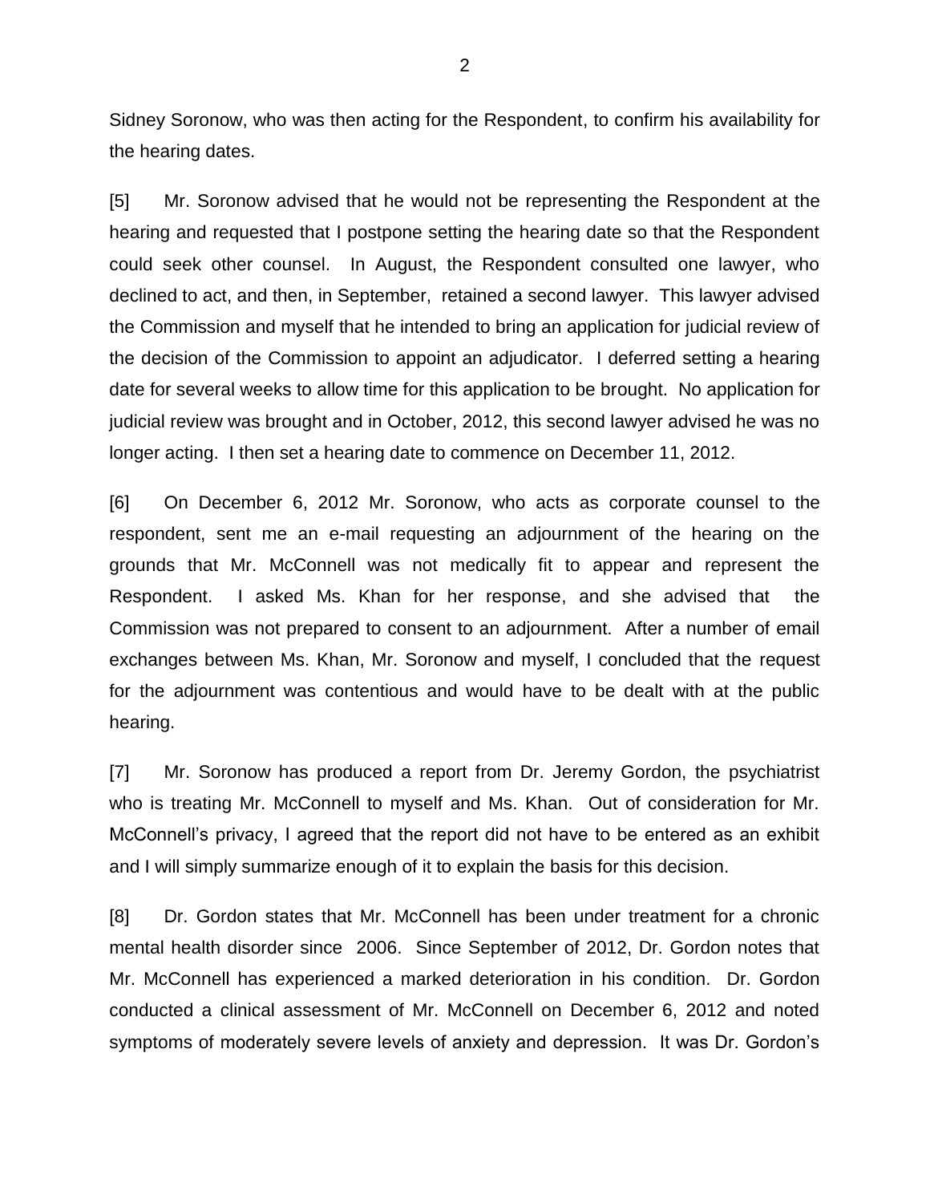Sidney Soronow, who was then acting for the Respondent, to confirm his availability for the hearing dates.

[5] Mr. Soronow advised that he would not be representing the Respondent at the hearing and requested that I postpone setting the hearing date so that the Respondent could seek other counsel. In August, the Respondent consulted one lawyer, who declined to act, and then, in September, retained a second lawyer. This lawyer advised the Commission and myself that he intended to bring an application for judicial review of the decision of the Commission to appoint an adjudicator. I deferred setting a hearing date for several weeks to allow time for this application to be brought. No application for judicial review was brought and in October, 2012, this second lawyer advised he was no longer acting. I then set a hearing date to commence on December 11, 2012.

[6] On December 6, 2012 Mr. Soronow, who acts as corporate counsel to the respondent, sent me an e-mail requesting an adjournment of the hearing on the grounds that Mr. McConnell was not medically fit to appear and represent the Respondent. I asked Ms. Khan for her response, and she advised that the Commission was not prepared to consent to an adjournment. After a number of email exchanges between Ms. Khan, Mr. Soronow and myself, I concluded that the request for the adjournment was contentious and would have to be dealt with at the public hearing.

[7] Mr. Soronow has produced a report from Dr. Jeremy Gordon, the psychiatrist who is treating Mr. McConnell to myself and Ms. Khan. Out of consideration for Mr. McConnell's privacy, I agreed that the report did not have to be entered as an exhibit and I will simply summarize enough of it to explain the basis for this decision.

[8] Dr. Gordon states that Mr. McConnell has been under treatment for a chronic mental health disorder since 2006. Since September of 2012, Dr. Gordon notes that Mr. McConnell has experienced a marked deterioration in his condition. Dr. Gordon conducted a clinical assessment of Mr. McConnell on December 6, 2012 and noted symptoms of moderately severe levels of anxiety and depression. It was Dr. Gordon's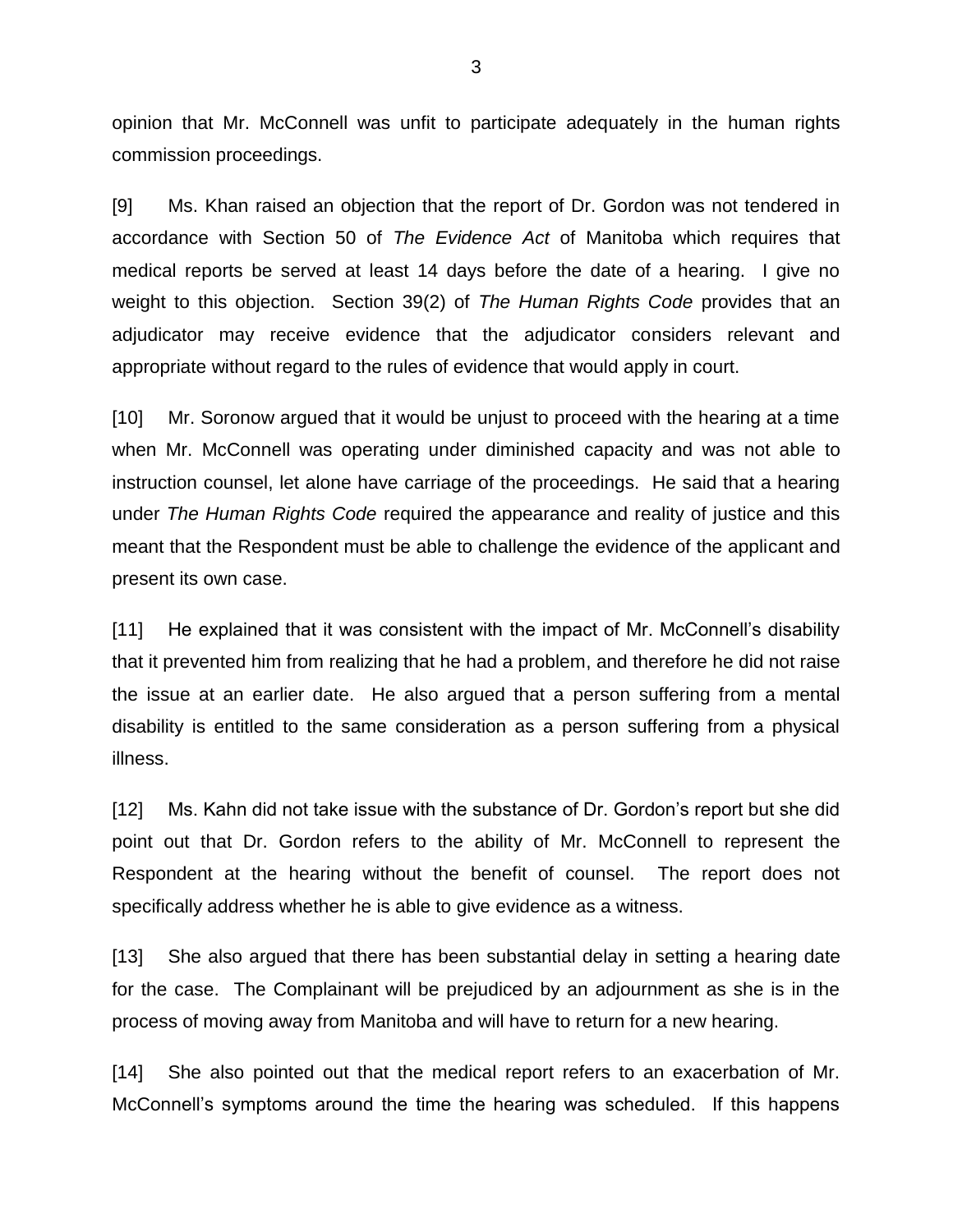opinion that Mr. McConnell was unfit to participate adequately in the human rights commission proceedings.

[9] Ms. Khan raised an objection that the report of Dr. Gordon was not tendered in accordance with Section 50 of *The Evidence Act* of Manitoba which requires that medical reports be served at least 14 days before the date of a hearing. I give no weight to this objection. Section 39(2) of *The Human Rights Code* provides that an adjudicator may receive evidence that the adjudicator considers relevant and appropriate without regard to the rules of evidence that would apply in court.

[10] Mr. Soronow argued that it would be unjust to proceed with the hearing at a time when Mr. McConnell was operating under diminished capacity and was not able to instruction counsel, let alone have carriage of the proceedings. He said that a hearing under *The Human Rights Code* required the appearance and reality of justice and this meant that the Respondent must be able to challenge the evidence of the applicant and present its own case.

[11] He explained that it was consistent with the impact of Mr. McConnell's disability that it prevented him from realizing that he had a problem, and therefore he did not raise the issue at an earlier date. He also argued that a person suffering from a mental disability is entitled to the same consideration as a person suffering from a physical illness.

[12] Ms. Kahn did not take issue with the substance of Dr. Gordon's report but she did point out that Dr. Gordon refers to the ability of Mr. McConnell to represent the Respondent at the hearing without the benefit of counsel. The report does not specifically address whether he is able to give evidence as a witness.

[13] She also argued that there has been substantial delay in setting a hearing date for the case. The Complainant will be prejudiced by an adjournment as she is in the process of moving away from Manitoba and will have to return for a new hearing.

[14] She also pointed out that the medical report refers to an exacerbation of Mr. McConnell's symptoms around the time the hearing was scheduled. If this happens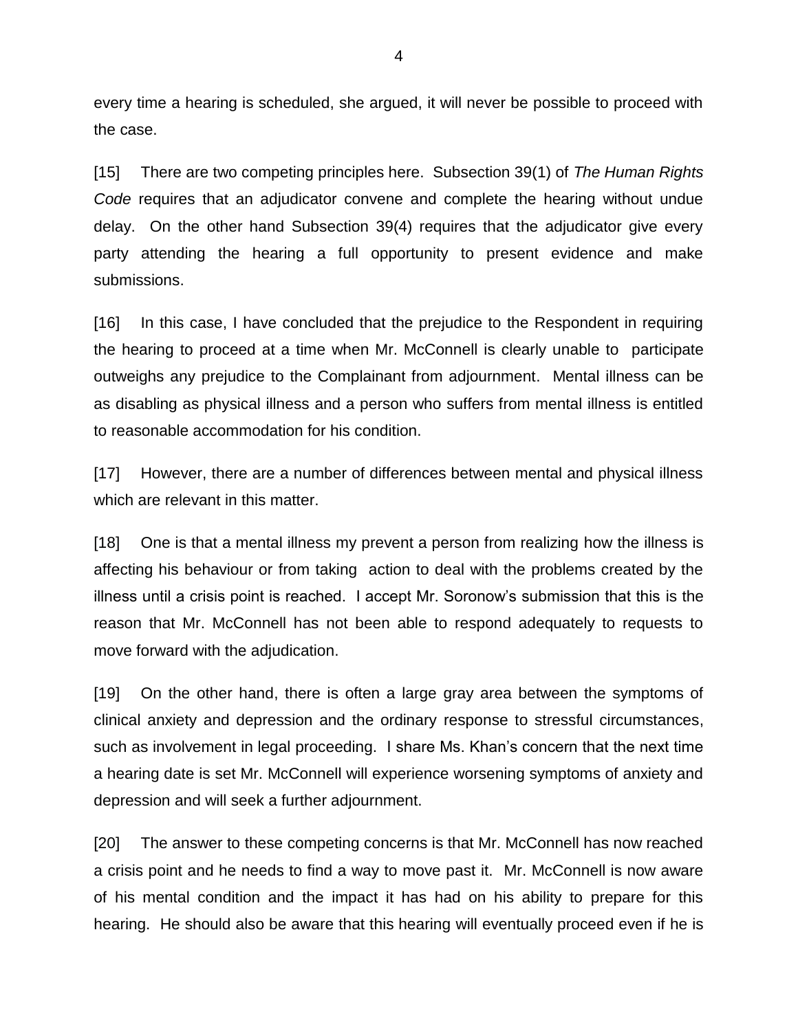every time a hearing is scheduled, she argued, it will never be possible to proceed with the case.

[15] There are two competing principles here. Subsection 39(1) of *The Human Rights Code* requires that an adjudicator convene and complete the hearing without undue delay. On the other hand Subsection 39(4) requires that the adjudicator give every party attending the hearing a full opportunity to present evidence and make submissions.

[16] In this case, I have concluded that the prejudice to the Respondent in requiring the hearing to proceed at a time when Mr. McConnell is clearly unable to participate outweighs any prejudice to the Complainant from adjournment. Mental illness can be as disabling as physical illness and a person who suffers from mental illness is entitled to reasonable accommodation for his condition.

[17] However, there are a number of differences between mental and physical illness which are relevant in this matter.

[18] One is that a mental illness my prevent a person from realizing how the illness is affecting his behaviour or from taking action to deal with the problems created by the illness until a crisis point is reached. I accept Mr. Soronow's submission that this is the reason that Mr. McConnell has not been able to respond adequately to requests to move forward with the adjudication.

[19] On the other hand, there is often a large gray area between the symptoms of clinical anxiety and depression and the ordinary response to stressful circumstances, such as involvement in legal proceeding. I share Ms. Khan's concern that the next time a hearing date is set Mr. McConnell will experience worsening symptoms of anxiety and depression and will seek a further adjournment.

[20] The answer to these competing concerns is that Mr. McConnell has now reached a crisis point and he needs to find a way to move past it. Mr. McConnell is now aware of his mental condition and the impact it has had on his ability to prepare for this hearing. He should also be aware that this hearing will eventually proceed even if he is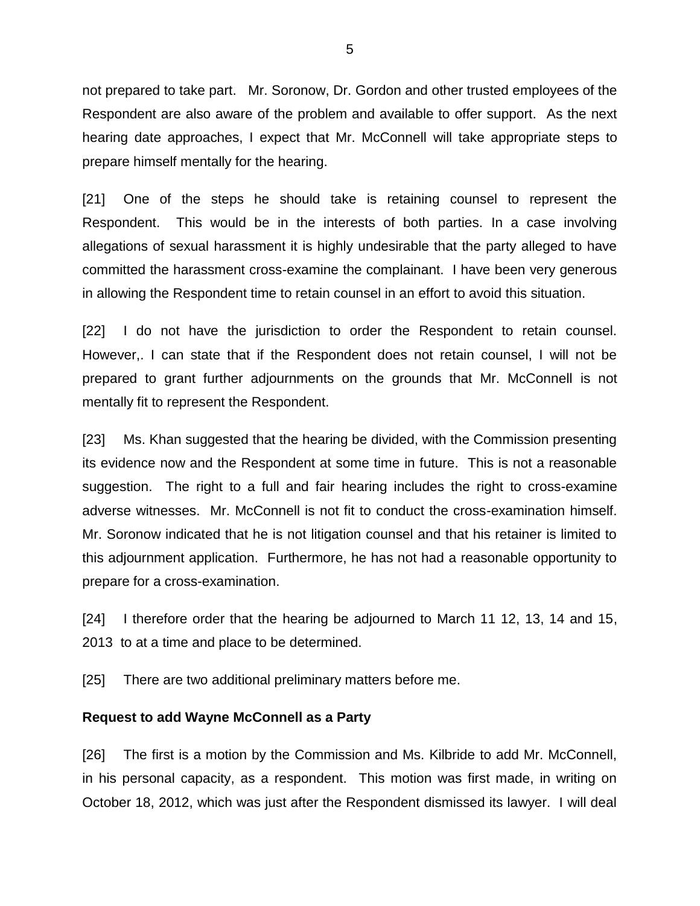not prepared to take part. Mr. Soronow, Dr. Gordon and other trusted employees of the Respondent are also aware of the problem and available to offer support. As the next hearing date approaches, I expect that Mr. McConnell will take appropriate steps to prepare himself mentally for the hearing.

[21] One of the steps he should take is retaining counsel to represent the Respondent. This would be in the interests of both parties. In a case involving allegations of sexual harassment it is highly undesirable that the party alleged to have committed the harassment cross-examine the complainant. I have been very generous in allowing the Respondent time to retain counsel in an effort to avoid this situation.

[22] I do not have the jurisdiction to order the Respondent to retain counsel. However,. I can state that if the Respondent does not retain counsel, I will not be prepared to grant further adjournments on the grounds that Mr. McConnell is not mentally fit to represent the Respondent.

[23] Ms. Khan suggested that the hearing be divided, with the Commission presenting its evidence now and the Respondent at some time in future. This is not a reasonable suggestion. The right to a full and fair hearing includes the right to cross-examine adverse witnesses. Mr. McConnell is not fit to conduct the cross-examination himself. Mr. Soronow indicated that he is not litigation counsel and that his retainer is limited to this adjournment application. Furthermore, he has not had a reasonable opportunity to prepare for a cross-examination.

[24] I therefore order that the hearing be adjourned to March 11 12, 13, 14 and 15, 2013 to at a time and place to be determined.

[25] There are two additional preliminary matters before me.

**Request to add Wayne McConnell as a Party**

[26] The first is a motion by the Commission and Ms. Kilbride to add Mr. McConnell, in his personal capacity, as a respondent. This motion was first made, in writing on October 18, 2012, which was just after the Respondent dismissed its lawyer. I will deal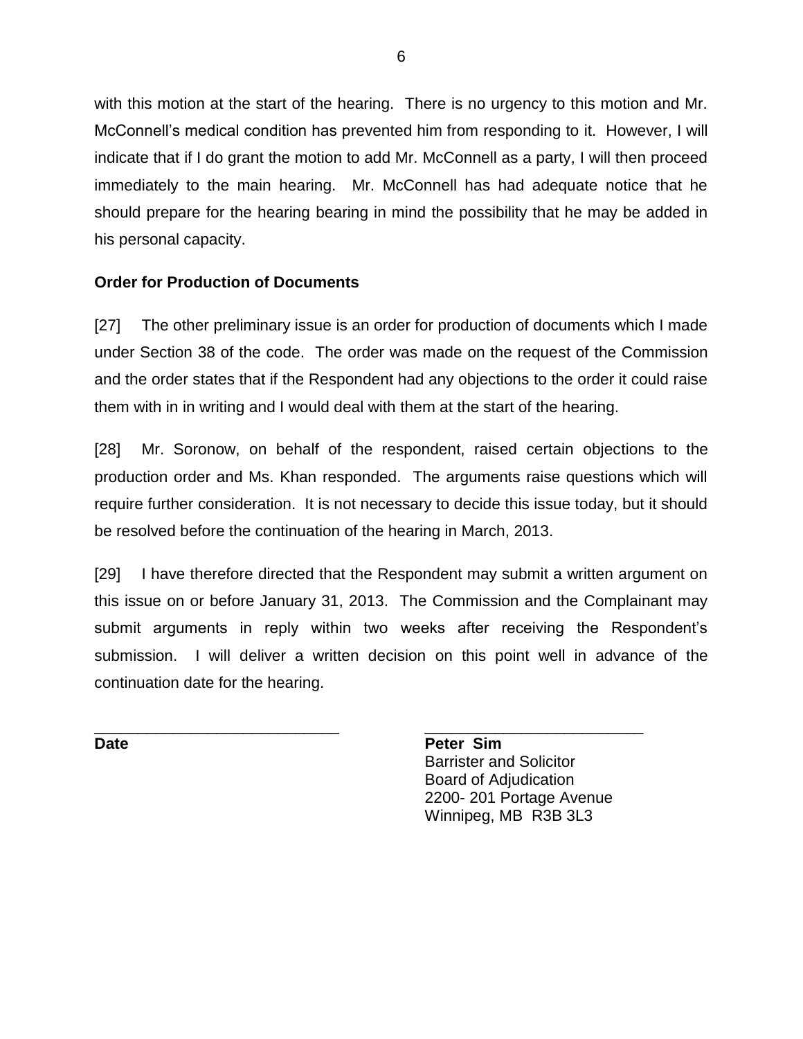with this motion at the start of the hearing. There is no urgency to this motion and Mr. McConnell's medical condition has prevented him from responding to it. However, I will indicate that if I do grant the motion to add Mr. McConnell as a party, I will then proceed immediately to the main hearing. Mr. McConnell has had adequate notice that he should prepare for the hearing bearing in mind the possibility that he may be added in his personal capacity.

**Order for Production of Documents**

[27] The other preliminary issue is an order for production of documents which I made under Section 38 of the code. The order was made on the request of the Commission and the order states that if the Respondent had any objections to the order it could raise them with in in writing and I would deal with them at the start of the hearing.

[28] Mr. Soronow, on behalf of the respondent, raised certain objections to the production order and Ms. Khan responded. The arguments raise questions which will require further consideration. It is not necessary to decide this issue today, but it should be resolved before the continuation of the hearing in March, 2013.

[29] I have therefore directed that the Respondent may submit a written argument on this issue on or before January 31, 2013. The Commission and the Complainant may submit arguments in reply within two weeks after receiving the Respondent's submission. I will deliver a written decision on this point well in advance of the continuation date for the hearing.

\_\_\_\_\_\_\_\_\_\_\_\_\_\_\_\_\_\_\_\_\_\_\_\_\_\_\_\_
**Date**

\_\_\_\_\_\_\_\_\_\_\_\_\_\_\_\_\_\_\_\_\_\_\_\_\_\_\_\_
**Peter Sim**
Barrister and Solicitor
Board of Adjudication
2200- 201 Portage Avenue
Winnipeg, MB R3B 3L3